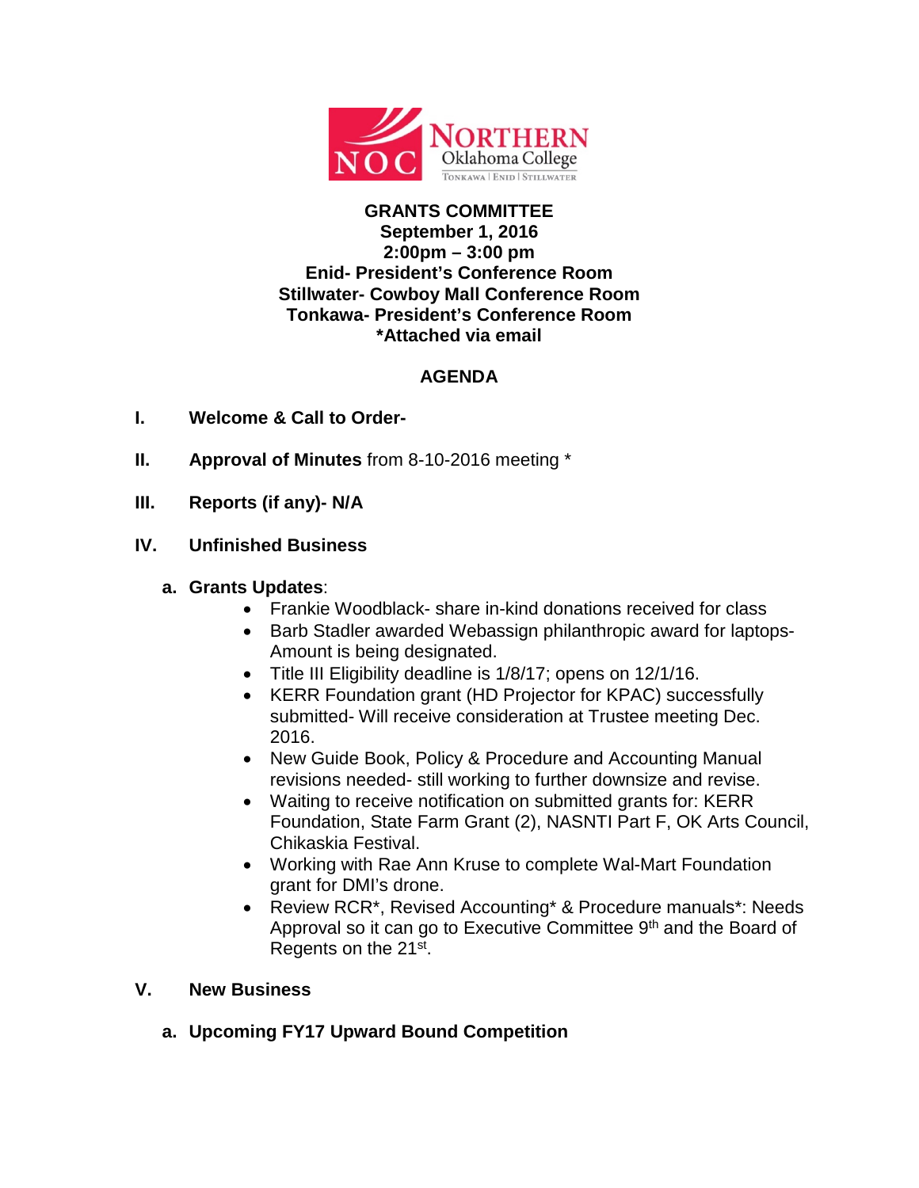NORTHERN Oklahoma College

NOC

TONKAWA | ENID | STILLWATER

**GRANTS COMMITTEE**
**September 1, 2016**
**2:00pm – 3:00 pm**
**Enid- President's Conference Room**
**Stillwater- Cowboy Mall Conference Room**
**Tonkawa- President's Conference Room**
**\*Attached via email**

## AGENDA

**I. Welcome & Call to Order-**

**II. Approval of Minutes** from 8-10-2016 meeting *

**III. Reports (if any)- N/A**

**IV. Unfinished Business**

**a. Grants Updates**:

- Frankie Woodblack- share in-kind donations received for class
- Barb Stadler awarded Webassign philanthropic award for laptops- Amount is being designated.
- Title III Eligibility deadline is 1/8/17; opens on 12/1/16.
- KERR Foundation grant (HD Projector for KPAC) successfully submitted- Will receive consideration at Trustee meeting Dec. 2016.
- New Guide Book, Policy & Procedure and Accounting Manual revisions needed- still working to further downsize and revise.
- Waiting to receive notification on submitted grants for: KERR Foundation, State Farm Grant (2), NASNTI Part F, OK Arts Council, Chikaskia Festival.
- Working with Rae Ann Kruse to complete Wal-Mart Foundation grant for DMI's drone.
- Review RCR*, Revised Accounting* & Procedure manuals*: Needs Approval so it can go to Executive Committee 9th and the Board of Regents on the 21st.

**V. New Business**

**a. Upcoming FY17 Upward Bound Competition**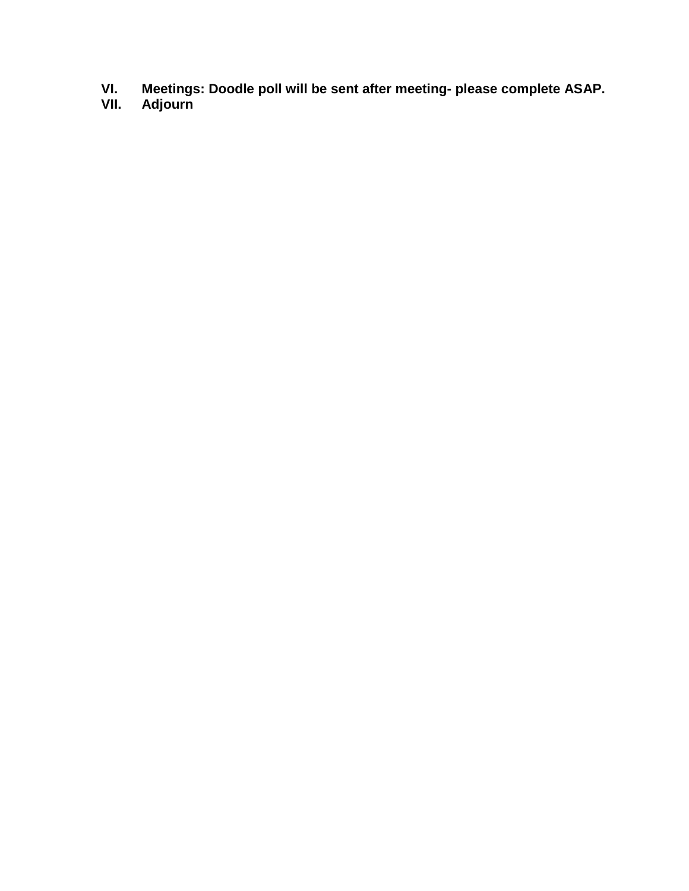**VI. Meetings: Doodle poll will be sent after meeting- please complete ASAP.**

**VII. Adjourn**